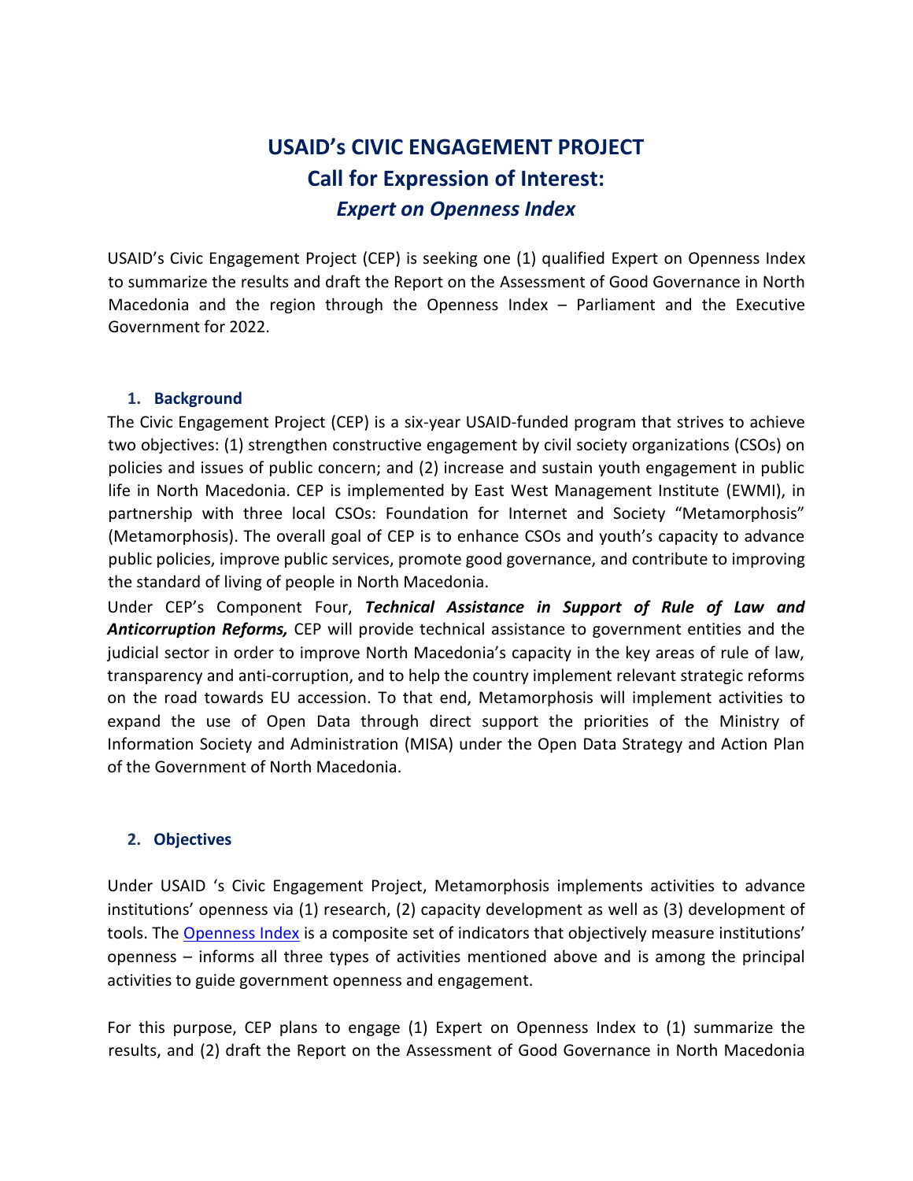# USAID's CIVIC ENGAGEMENT PROJECT
# Call for Expression of Interest:
## *Expert on Openness Index*

USAID's Civic Engagement Project (CEP) is seeking one (1) qualified Expert on Openness Index to summarize the results and draft the Report on the Assessment of Good Governance in North Macedonia and the region through the Openness Index – Parliament and the Executive Government for 2022.

### 1. Background

The Civic Engagement Project (CEP) is a six-year USAID-funded program that strives to achieve two objectives: (1) strengthen constructive engagement by civil society organizations (CSOs) on policies and issues of public concern; and (2) increase and sustain youth engagement in public life in North Macedonia. CEP is implemented by East West Management Institute (EWMI), in partnership with three local CSOs: Foundation for Internet and Society "Metamorphosis" (Metamorphosis). The overall goal of CEP is to enhance CSOs and youth's capacity to advance public policies, improve public services, promote good governance, and contribute to improving the standard of living of people in North Macedonia.

Under CEP's Component Four, ***Technical Assistance in Support of Rule of Law and Anticorruption Reforms,*** CEP will provide technical assistance to government entities and the judicial sector in order to improve North Macedonia's capacity in the key areas of rule of law, transparency and anti-corruption, and to help the country implement relevant strategic reforms on the road towards EU accession. To that end, Metamorphosis will implement activities to expand the use of Open Data through direct support the priorities of the Ministry of Information Society and Administration (MISA) under the Open Data Strategy and Action Plan of the Government of North Macedonia.

### 2. Objectives

Under USAID 's Civic Engagement Project, Metamorphosis implements activities to advance institutions' openness via (1) research, (2) capacity development as well as (3) development of tools. The Openness Index is a composite set of indicators that objectively measure institutions' openness – informs all three types of activities mentioned above and is among the principal activities to guide government openness and engagement.

For this purpose, CEP plans to engage (1) Expert on Openness Index to (1) summarize the results, and (2) draft the Report on the Assessment of Good Governance in North Macedonia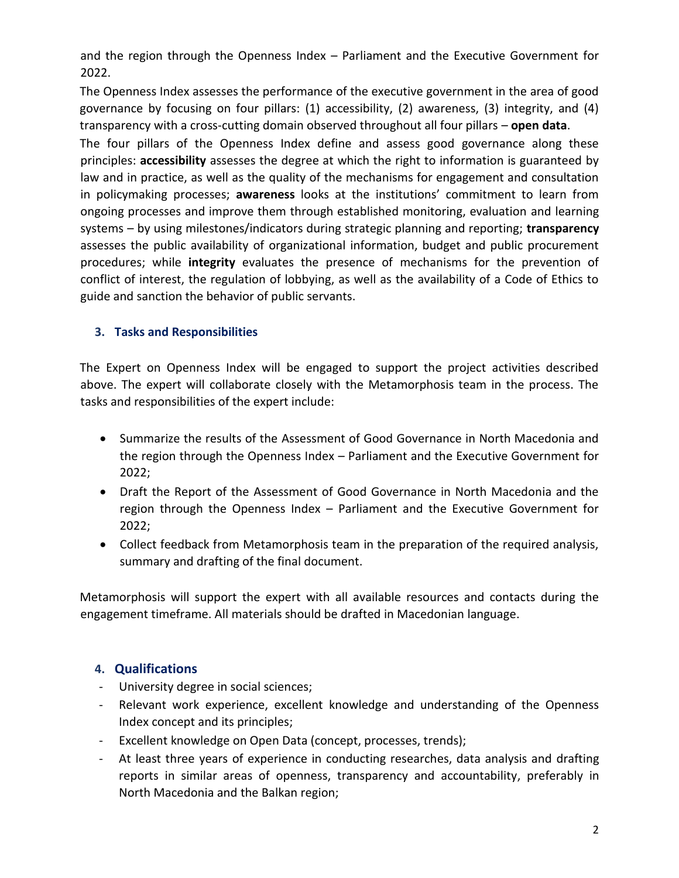and the region through the Openness Index – Parliament and the Executive Government for 2022.

The Openness Index assesses the performance of the executive government in the area of good governance by focusing on four pillars: (1) accessibility, (2) awareness, (3) integrity, and (4) transparency with a cross-cutting domain observed throughout all four pillars – **open data**.

The four pillars of the Openness Index define and assess good governance along these principles: **accessibility** assesses the degree at which the right to information is guaranteed by law and in practice, as well as the quality of the mechanisms for engagement and consultation in policymaking processes; **awareness** looks at the institutions' commitment to learn from ongoing processes and improve them through established monitoring, evaluation and learning systems – by using milestones/indicators during strategic planning and reporting; **transparency** assesses the public availability of organizational information, budget and public procurement procedures; while **integrity** evaluates the presence of mechanisms for the prevention of conflict of interest, the regulation of lobbying, as well as the availability of a Code of Ethics to guide and sanction the behavior of public servants.

### 3. Tasks and Responsibilities

The Expert on Openness Index will be engaged to support the project activities described above. The expert will collaborate closely with the Metamorphosis team in the process. The tasks and responsibilities of the expert include:

- Summarize the results of the Assessment of Good Governance in North Macedonia and the region through the Openness Index – Parliament and the Executive Government for 2022;
- Draft the Report of the Assessment of Good Governance in North Macedonia and the region through the Openness Index – Parliament and the Executive Government for 2022;
- Collect feedback from Metamorphosis team in the preparation of the required analysis, summary and drafting of the final document.

Metamorphosis will support the expert with all available resources and contacts during the engagement timeframe. All materials should be drafted in Macedonian language.

### 4. Qualifications

- University degree in social sciences;
- Relevant work experience, excellent knowledge and understanding of the Openness Index concept and its principles;
- Excellent knowledge on Open Data (concept, processes, trends);
- At least three years of experience in conducting researches, data analysis and drafting reports in similar areas of openness, transparency and accountability, preferably in North Macedonia and the Balkan region;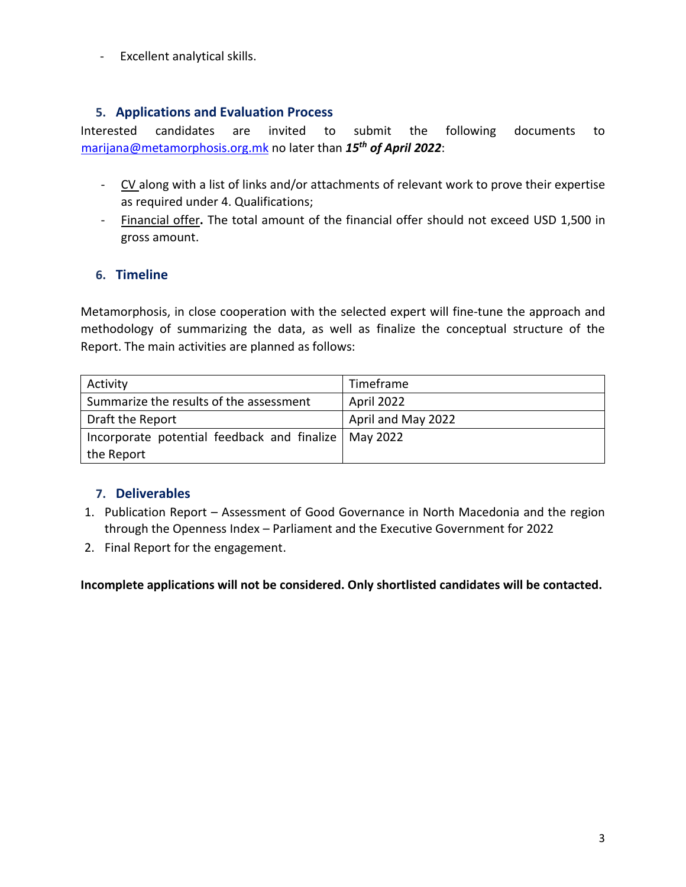- Excellent analytical skills.

## 5. Applications and Evaluation Process

Interested candidates are invited to submit the following documents to marijana@metamorphosis.org.mk no later than ***15th of April 2022***:

- CV along with a list of links and/or attachments of relevant work to prove their expertise as required under 4. Qualifications;
- Financial offer**.** The total amount of the financial offer should not exceed USD 1,500 in gross amount.

## 6. Timeline

Metamorphosis, in close cooperation with the selected expert will fine-tune the approach and methodology of summarizing the data, as well as finalize the conceptual structure of the Report. The main activities are planned as follows:

| Activity | Timeframe |
|---|---|
| Summarize the results of the assessment | April 2022 |
| Draft the Report | April and May 2022 |
| Incorporate potential feedback and finalize the Report | May 2022 |

## 7. Deliverables

1. Publication Report – Assessment of Good Governance in North Macedonia and the region through the Openness Index – Parliament and the Executive Government for 2022
2. Final Report for the engagement.

**Incomplete applications will not be considered. Only shortlisted candidates will be contacted.**